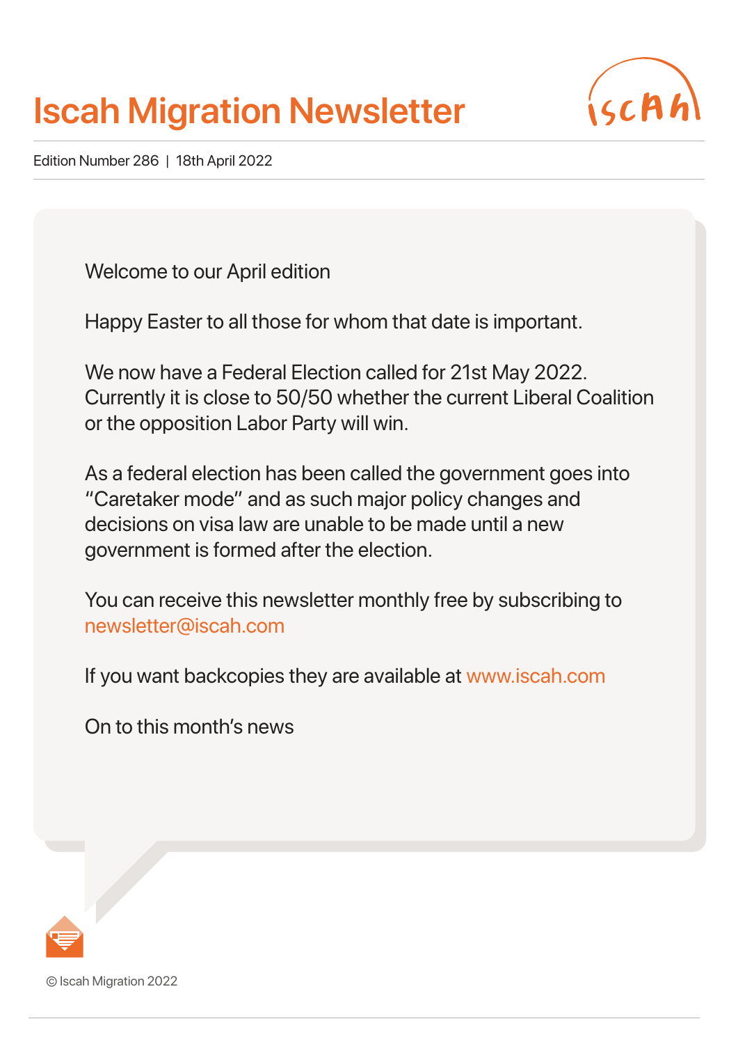# Iscah Migration Newsletter

Edition Number 286 | 18th April 2022

Welcome to our April edition

Happy Easter to all those for whom that date is important.

We now have a Federal Election called for 21st May 2022. Currently it is close to 50/50 whether the current Liberal Coalition or the opposition Labor Party will win.

As a federal election has been called the government goes into "Caretaker mode" and as such major policy changes and decisions on visa law are unable to be made until a new government is formed after the election.

You can receive this newsletter monthly free by subscribing to newsletter@iscah.com

If you want backcopies they are available at www.iscah.com

On to this month's news

© Iscah Migration 2022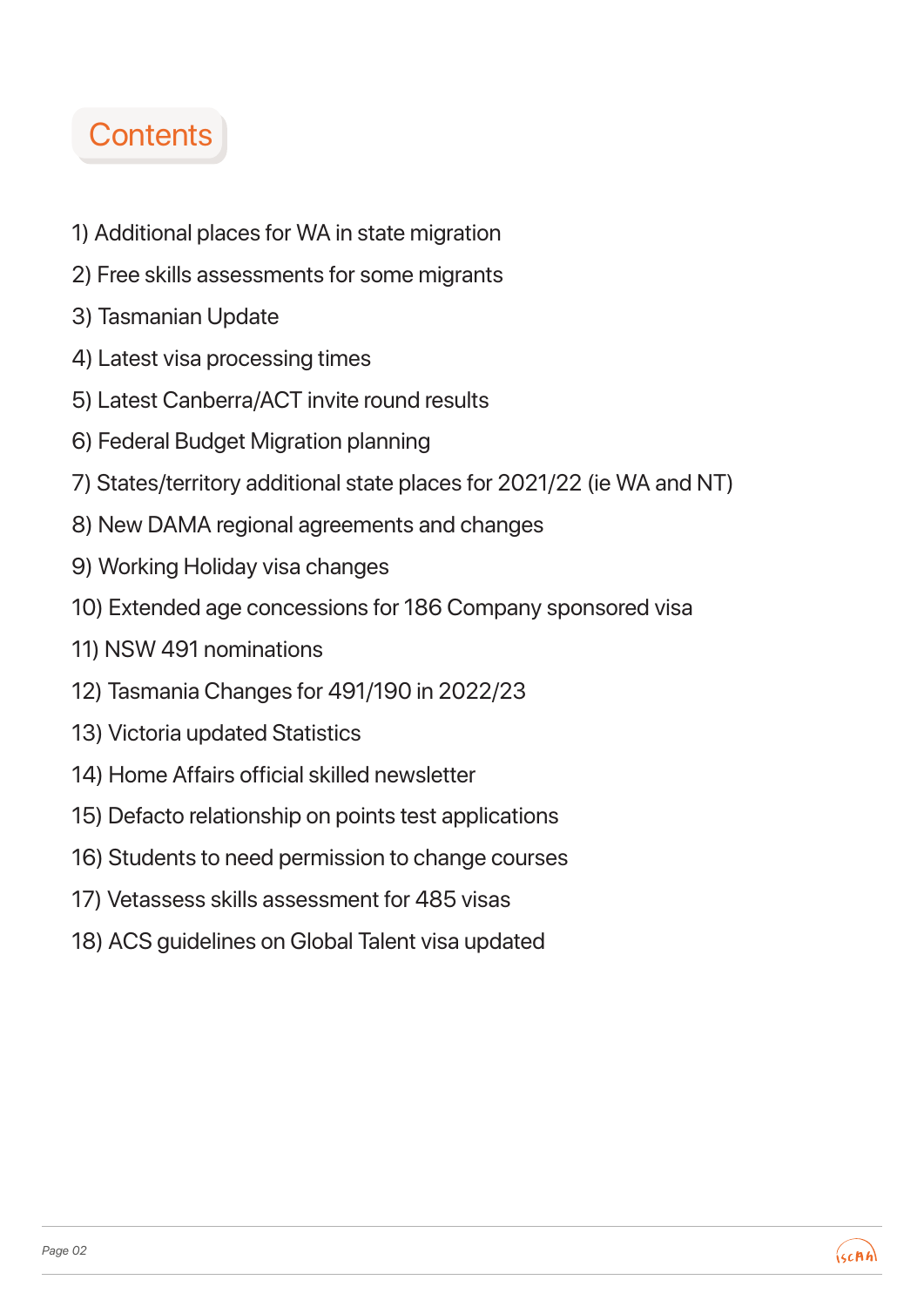# Contents

1) Additional places for WA in state migration
2) Free skills assessments for some migrants
3) Tasmanian Update
4) Latest visa processing times
5) Latest Canberra/ACT invite round results
6) Federal Budget Migration planning
7) States/territory additional state places for 2021/22 (ie WA and NT)
8) New DAMA regional agreements and changes
9) Working Holiday visa changes
10) Extended age concessions for 186 Company sponsored visa
11) NSW 491 nominations
12) Tasmania Changes for 491/190 in 2022/23
13) Victoria updated Statistics
14) Home Affairs official skilled newsletter
15) Defacto relationship on points test applications
16) Students to need permission to change courses
17) Vetassess skills assessment for 485 visas
18) ACS guidelines on Global Talent visa updated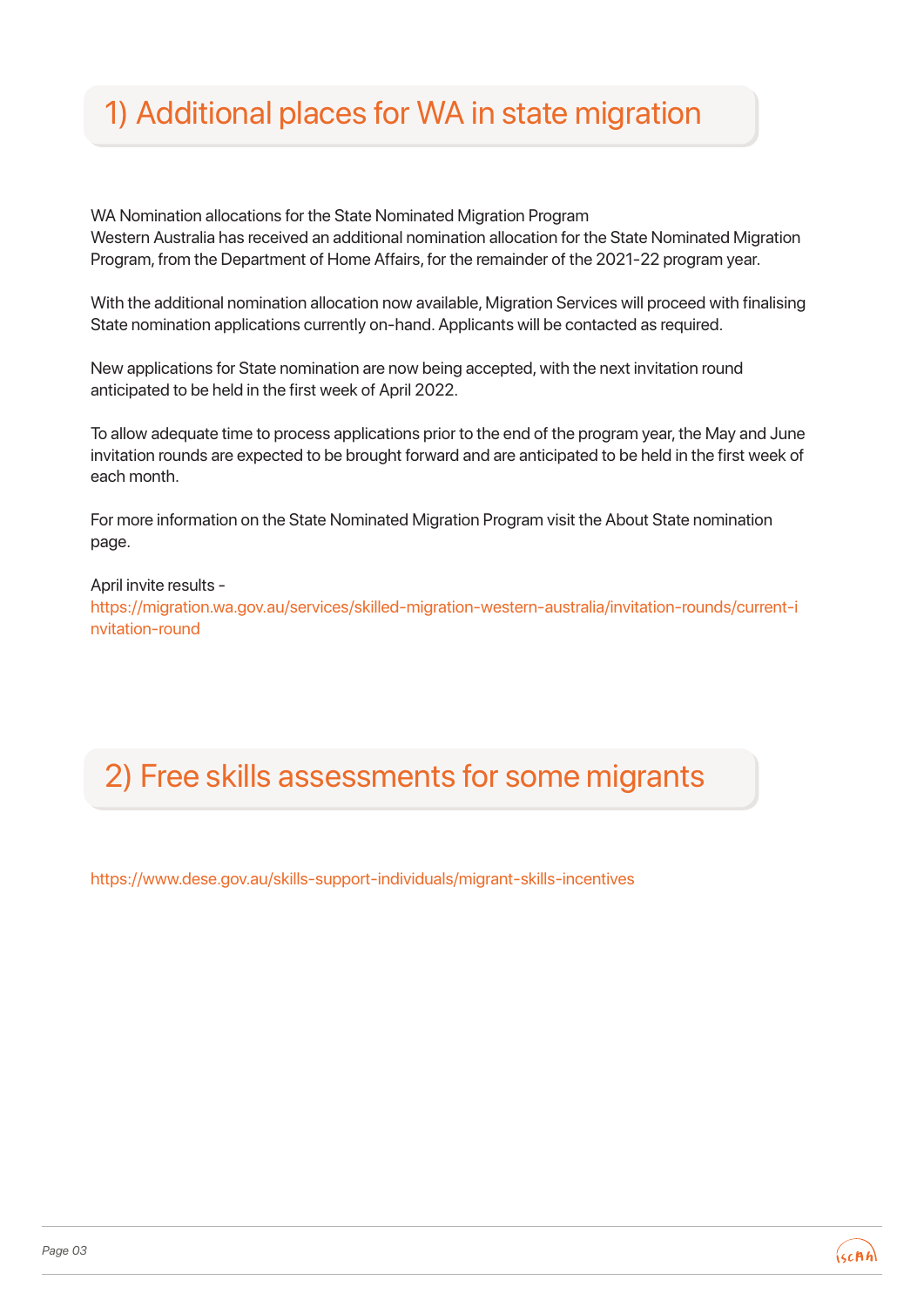## 1) Additional places for WA in state migration

WA Nomination allocations for the State Nominated Migration Program
Western Australia has received an additional nomination allocation for the State Nominated Migration Program, from the Department of Home Affairs, for the remainder of the 2021-22 program year.

With the additional nomination allocation now available, Migration Services will proceed with finalising State nomination applications currently on-hand. Applicants will be contacted as required.

New applications for State nomination are now being accepted, with the next invitation round anticipated to be held in the first week of April 2022.

To allow adequate time to process applications prior to the end of the program year, the May and June invitation rounds are expected to be brought forward and are anticipated to be held in the first week of each month.

For more information on the State Nominated Migration Program visit the About State nomination page.

April invite results - https://migration.wa.gov.au/services/skilled-migration-western-australia/invitation-rounds/current-invitation-round

## 2) Free skills assessments for some migrants

https://www.dese.gov.au/skills-support-individuals/migrant-skills-incentives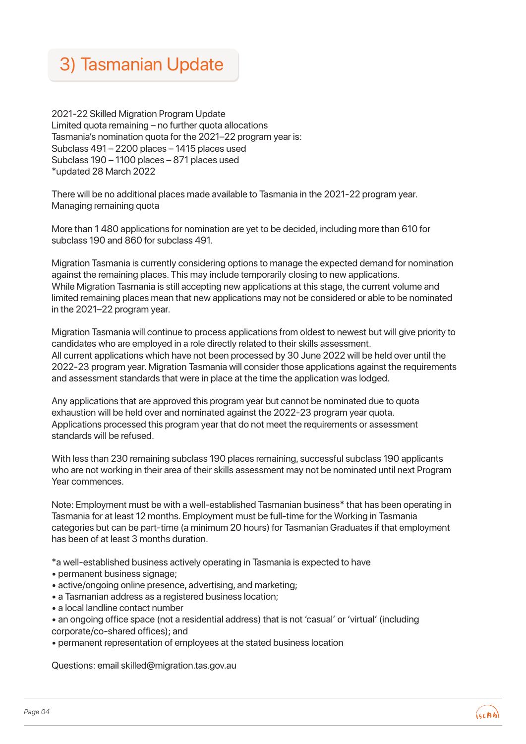# 3) Tasmanian Update

2021-22 Skilled Migration Program Update
Limited quota remaining – no further quota allocations
Tasmania's nomination quota for the 2021–22 program year is:
Subclass 491 – 2200 places – 1415 places used
Subclass 190 – 1100 places – 871 places used
*updated 28 March 2022

There will be no additional places made available to Tasmania in the 2021-22 program year.
Managing remaining quota

More than 1 480 applications for nomination are yet to be decided, including more than 610 for subclass 190 and 860 for subclass 491.

Migration Tasmania is currently considering options to manage the expected demand for nomination against the remaining places. This may include temporarily closing to new applications.
While Migration Tasmania is still accepting new applications at this stage, the current volume and limited remaining places mean that new applications may not be considered or able to be nominated in the 2021–22 program year.

Migration Tasmania will continue to process applications from oldest to newest but will give priority to candidates who are employed in a role directly related to their skills assessment.
All current applications which have not been processed by 30 June 2022 will be held over until the 2022-23 program year. Migration Tasmania will consider those applications against the requirements and assessment standards that were in place at the time the application was lodged.

Any applications that are approved this program year but cannot be nominated due to quota exhaustion will be held over and nominated against the 2022-23 program year quota.
Applications processed this program year that do not meet the requirements or assessment standards will be refused.

With less than 230 remaining subclass 190 places remaining, successful subclass 190 applicants who are not working in their area of their skills assessment may not be nominated until next Program Year commences.

Note: Employment must be with a well-established Tasmanian business* that has been operating in Tasmania for at least 12 months. Employment must be full-time for the Working in Tasmania categories but can be part-time (a minimum 20 hours) for Tasmanian Graduates if that employment has been of at least 3 months duration.

*a well-established business actively operating in Tasmania is expected to have
- permanent business signage;
- active/ongoing online presence, advertising, and marketing;
- a Tasmanian address as a registered business location;
- a local landline contact number
- an ongoing office space (not a residential address) that is not 'casual' or 'virtual' (including corporate/co-shared offices); and
- permanent representation of employees at the stated business location

Questions: email skilled@migration.tas.gov.au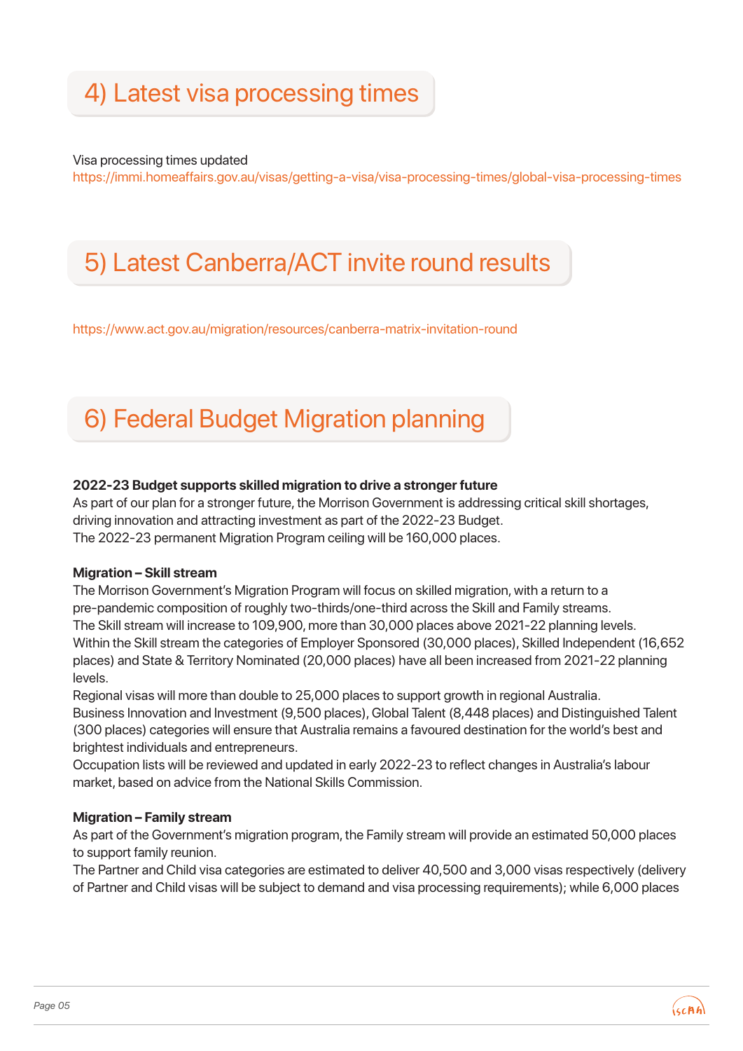## 4) Latest visa processing times

Visa processing times updated
https://immi.homeaffairs.gov.au/visas/getting-a-visa/visa-processing-times/global-visa-processing-times

## 5) Latest Canberra/ACT invite round results

https://www.act.gov.au/migration/resources/canberra-matrix-invitation-round

## 6) Federal Budget Migration planning

**2022-23 Budget supports skilled migration to drive a stronger future**
As part of our plan for a stronger future, the Morrison Government is addressing critical skill shortages, driving innovation and attracting investment as part of the 2022-23 Budget.
The 2022-23 permanent Migration Program ceiling will be 160,000 places.

**Migration – Skill stream**
The Morrison Government's Migration Program will focus on skilled migration, with a return to a pre-pandemic composition of roughly two-thirds/one-third across the Skill and Family streams.
The Skill stream will increase to 109,900, more than 30,000 places above 2021-22 planning levels.
Within the Skill stream the categories of Employer Sponsored (30,000 places), Skilled Independent (16,652 places) and State & Territory Nominated (20,000 places) have all been increased from 2021-22 planning levels.
Regional visas will more than double to 25,000 places to support growth in regional Australia.
Business Innovation and Investment (9,500 places), Global Talent (8,448 places) and Distinguished Talent (300 places) categories will ensure that Australia remains a favoured destination for the world's best and brightest individuals and entrepreneurs.
Occupation lists will be reviewed and updated in early 2022-23 to reflect changes in Australia's labour market, based on advice from the National Skills Commission.

**Migration – Family stream**
As part of the Government's migration program, the Family stream will provide an estimated 50,000 places to support family reunion.
The Partner and Child visa categories are estimated to deliver 40,500 and 3,000 visas respectively (delivery of Partner and Child visas will be subject to demand and visa processing requirements); while 6,000 places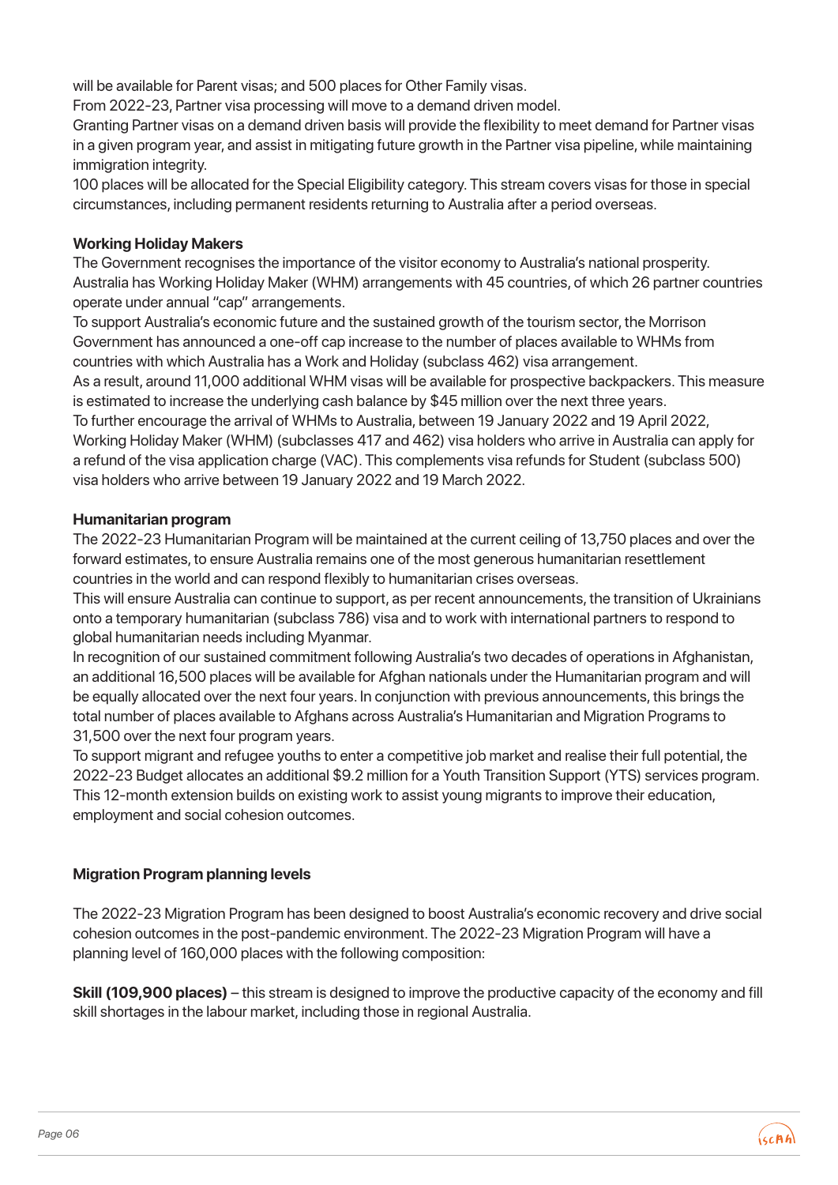will be available for Parent visas; and 500 places for Other Family visas.

From 2022-23, Partner visa processing will move to a demand driven model.

Granting Partner visas on a demand driven basis will provide the flexibility to meet demand for Partner visas in a given program year, and assist in mitigating future growth in the Partner visa pipeline, while maintaining immigration integrity.

100 places will be allocated for the Special Eligibility category. This stream covers visas for those in special circumstances, including permanent residents returning to Australia after a period overseas.

**Working Holiday Makers**

The Government recognises the importance of the visitor economy to Australia's national prosperity. Australia has Working Holiday Maker (WHM) arrangements with 45 countries, of which 26 partner countries operate under annual "cap" arrangements.

To support Australia's economic future and the sustained growth of the tourism sector, the Morrison Government has announced a one-off cap increase to the number of places available to WHMs from countries with which Australia has a Work and Holiday (subclass 462) visa arrangement.

As a result, around 11,000 additional WHM visas will be available for prospective backpackers. This measure is estimated to increase the underlying cash balance by $45 million over the next three years.

To further encourage the arrival of WHMs to Australia, between 19 January 2022 and 19 April 2022, Working Holiday Maker (WHM) (subclasses 417 and 462) visa holders who arrive in Australia can apply for a refund of the visa application charge (VAC). This complements visa refunds for Student (subclass 500) visa holders who arrive between 19 January 2022 and 19 March 2022.

**Humanitarian program**

The 2022-23 Humanitarian Program will be maintained at the current ceiling of 13,750 places and over the forward estimates, to ensure Australia remains one of the most generous humanitarian resettlement countries in the world and can respond flexibly to humanitarian crises overseas.

This will ensure Australia can continue to support, as per recent announcements, the transition of Ukrainians onto a temporary humanitarian (subclass 786) visa and to work with international partners to respond to global humanitarian needs including Myanmar.

In recognition of our sustained commitment following Australia's two decades of operations in Afghanistan, an additional 16,500 places will be available for Afghan nationals under the Humanitarian program and will be equally allocated over the next four years. In conjunction with previous announcements, this brings the total number of places available to Afghans across Australia's Humanitarian and Migration Programs to 31,500 over the next four program years.

To support migrant and refugee youths to enter a competitive job market and realise their full potential, the 2022-23 Budget allocates an additional $9.2 million for a Youth Transition Support (YTS) services program. This 12-month extension builds on existing work to assist young migrants to improve their education, employment and social cohesion outcomes.

**Migration Program planning levels**

The 2022-23 Migration Program has been designed to boost Australia's economic recovery and drive social cohesion outcomes in the post-pandemic environment. The 2022-23 Migration Program will have a planning level of 160,000 places with the following composition:

**Skill (109,900 places)** – this stream is designed to improve the productive capacity of the economy and fill skill shortages in the labour market, including those in regional Australia.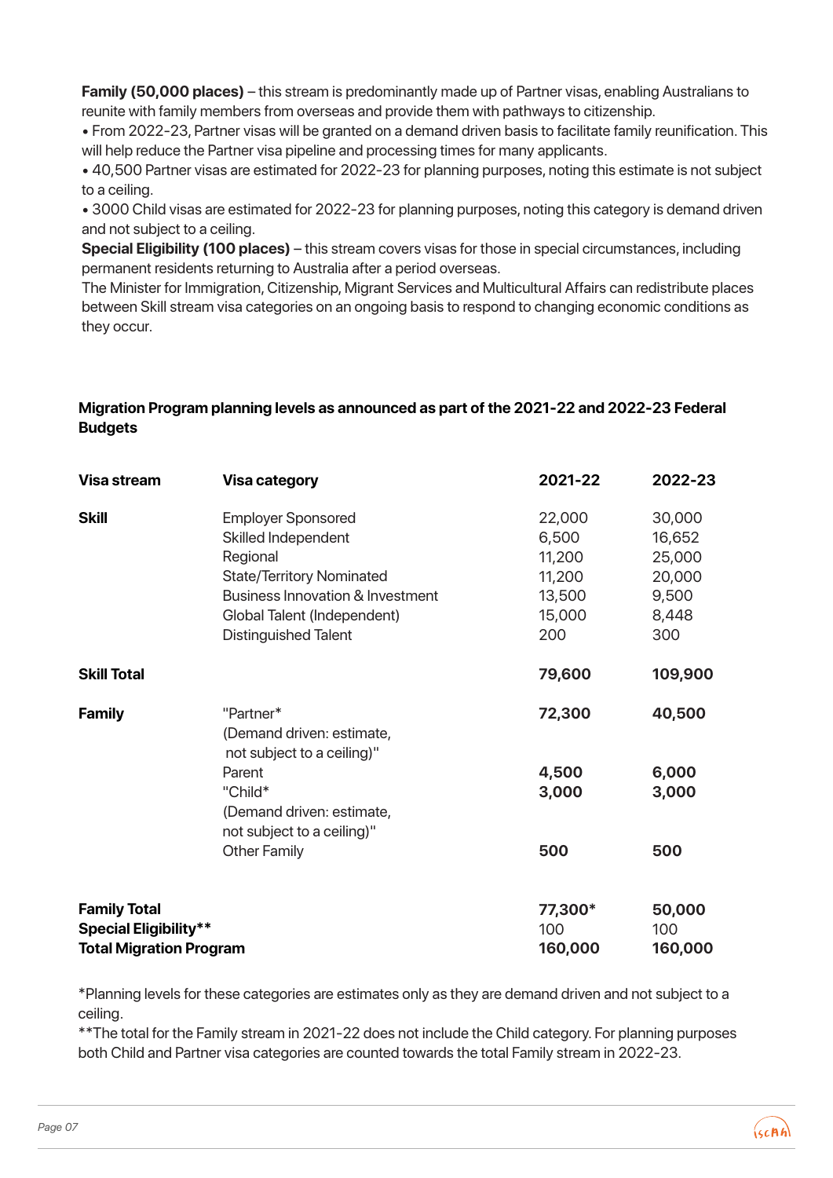**Family (50,000 places)** – this stream is predominantly made up of Partner visas, enabling Australians to reunite with family members from overseas and provide them with pathways to citizenship.

- From 2022-23, Partner visas will be granted on a demand driven basis to facilitate family reunification. This will help reduce the Partner visa pipeline and processing times for many applicants.
- 40,500 Partner visas are estimated for 2022-23 for planning purposes, noting this estimate is not subject to a ceiling.
- 3000 Child visas are estimated for 2022-23 for planning purposes, noting this category is demand driven and not subject to a ceiling.

**Special Eligibility (100 places)** – this stream covers visas for those in special circumstances, including permanent residents returning to Australia after a period overseas.

The Minister for Immigration, Citizenship, Migrant Services and Multicultural Affairs can redistribute places between Skill stream visa categories on an ongoing basis to respond to changing economic conditions as they occur.

**Migration Program planning levels as announced as part of the 2021-22 and 2022-23 Federal Budgets**

| Visa stream | Visa category | 2021-22 | 2022-23 |
|---|---|---|---|
| **Skill** | Employer Sponsored | 22,000 | 30,000 |
| | Skilled Independent | 6,500 | 16,652 |
| | Regional | 11,200 | 25,000 |
| | State/Territory Nominated | 11,200 | 20,000 |
| | Business Innovation & Investment | 13,500 | 9,500 |
| | Global Talent (Independent) | 15,000 | 8,448 |
| | Distinguished Talent | 200 | 300 |
| **Skill Total** | | **79,600** | **109,900** |
| **Family** | "Partner* (Demand driven: estimate, not subject to a ceiling)" | **72,300** | **40,500** |
| | Parent | **4,500** | **6,000** |
| | "Child* (Demand driven: estimate, not subject to a ceiling)" | **3,000** | **3,000** |
| | Other Family | **500** | **500** |
| **Family Total** | | **77,300*** | **50,000** |
| **Special Eligibility**** | | 100 | 100 |
| **Total Migration Program** | | **160,000** | **160,000** |

*Planning levels for these categories are estimates only as they are demand driven and not subject to a ceiling.

**The total for the Family stream in 2021-22 does not include the Child category. For planning purposes both Child and Partner visa categories are counted towards the total Family stream in 2022-23.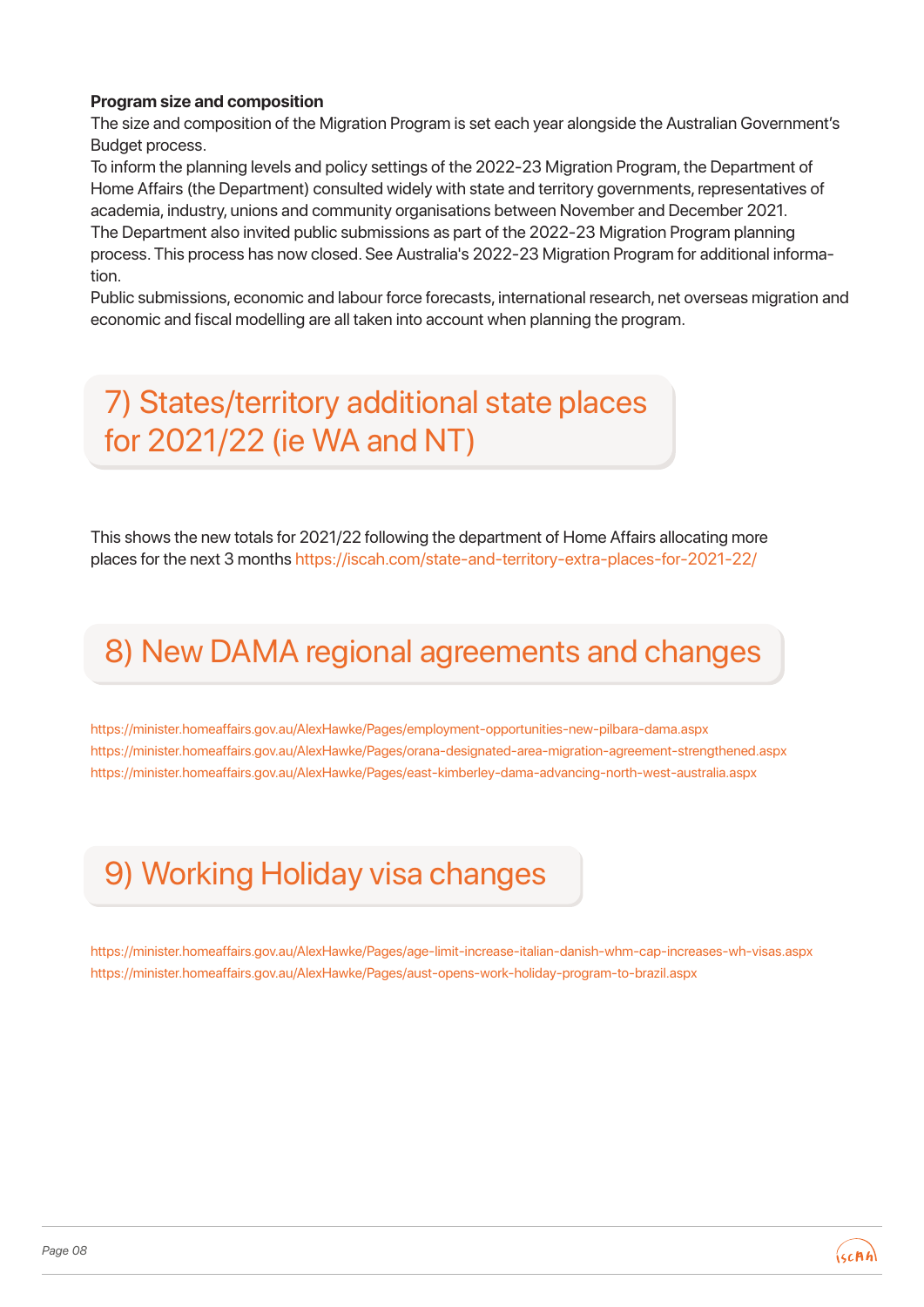**Program size and composition**

The size and composition of the Migration Program is set each year alongside the Australian Government's Budget process.

To inform the planning levels and policy settings of the 2022-23 Migration Program, the Department of Home Affairs (the Department) consulted widely with state and territory governments, representatives of academia, industry, unions and community organisations between November and December 2021.

The Department also invited public submissions as part of the 2022-23 Migration Program planning process. This process has now closed. See Australia's 2022-23 Migration Program for additional information.

Public submissions, economic and labour force forecasts, international research, net overseas migration and economic and fiscal modelling are all taken into account when planning the program.

## 7) States/territory additional state places for 2021/22 (ie WA and NT)

This shows the new totals for 2021/22 following the department of Home Affairs allocating more places for the next 3 months https://iscah.com/state-and-territory-extra-places-for-2021-22/

## 8) New DAMA regional agreements and changes

https://minister.homeaffairs.gov.au/AlexHawke/Pages/employment-opportunities-new-pilbara-dama.aspx
https://minister.homeaffairs.gov.au/AlexHawke/Pages/orana-designated-area-migration-agreement-strengthened.aspx
https://minister.homeaffairs.gov.au/AlexHawke/Pages/east-kimberley-dama-advancing-north-west-australia.aspx

## 9) Working Holiday visa changes

https://minister.homeaffairs.gov.au/AlexHawke/Pages/age-limit-increase-italian-danish-whm-cap-increases-wh-visas.aspx
https://minister.homeaffairs.gov.au/AlexHawke/Pages/aust-opens-work-holiday-program-to-brazil.aspx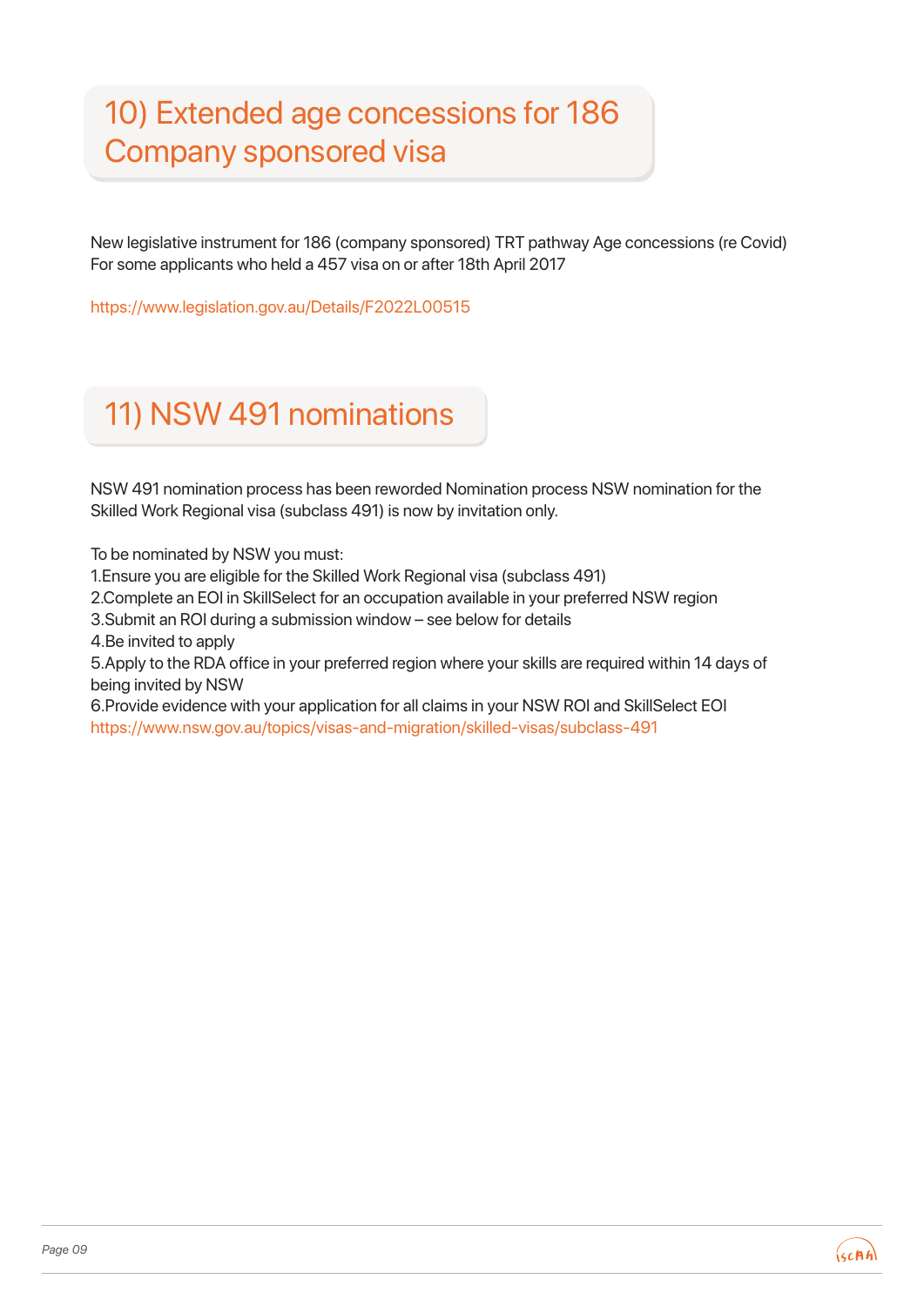## 10) Extended age concessions for 186 Company sponsored visa

New legislative instrument for 186 (company sponsored) TRT pathway Age concessions (re Covid)
For some applicants who held a 457 visa on or after 18th April 2017

https://www.legislation.gov.au/Details/F2022L00515

## 11) NSW 491 nominations

NSW 491 nomination process has been reworded Nomination process NSW nomination for the Skilled Work Regional visa (subclass 491) is now by invitation only.

To be nominated by NSW you must:
1.Ensure you are eligible for the Skilled Work Regional visa (subclass 491)
2.Complete an EOI in SkillSelect for an occupation available in your preferred NSW region
3.Submit an ROI during a submission window – see below for details
4.Be invited to apply
5.Apply to the RDA office in your preferred region where your skills are required within 14 days of being invited by NSW
6.Provide evidence with your application for all claims in your NSW ROI and SkillSelect EOI
https://www.nsw.gov.au/topics/visas-and-migration/skilled-visas/subclass-491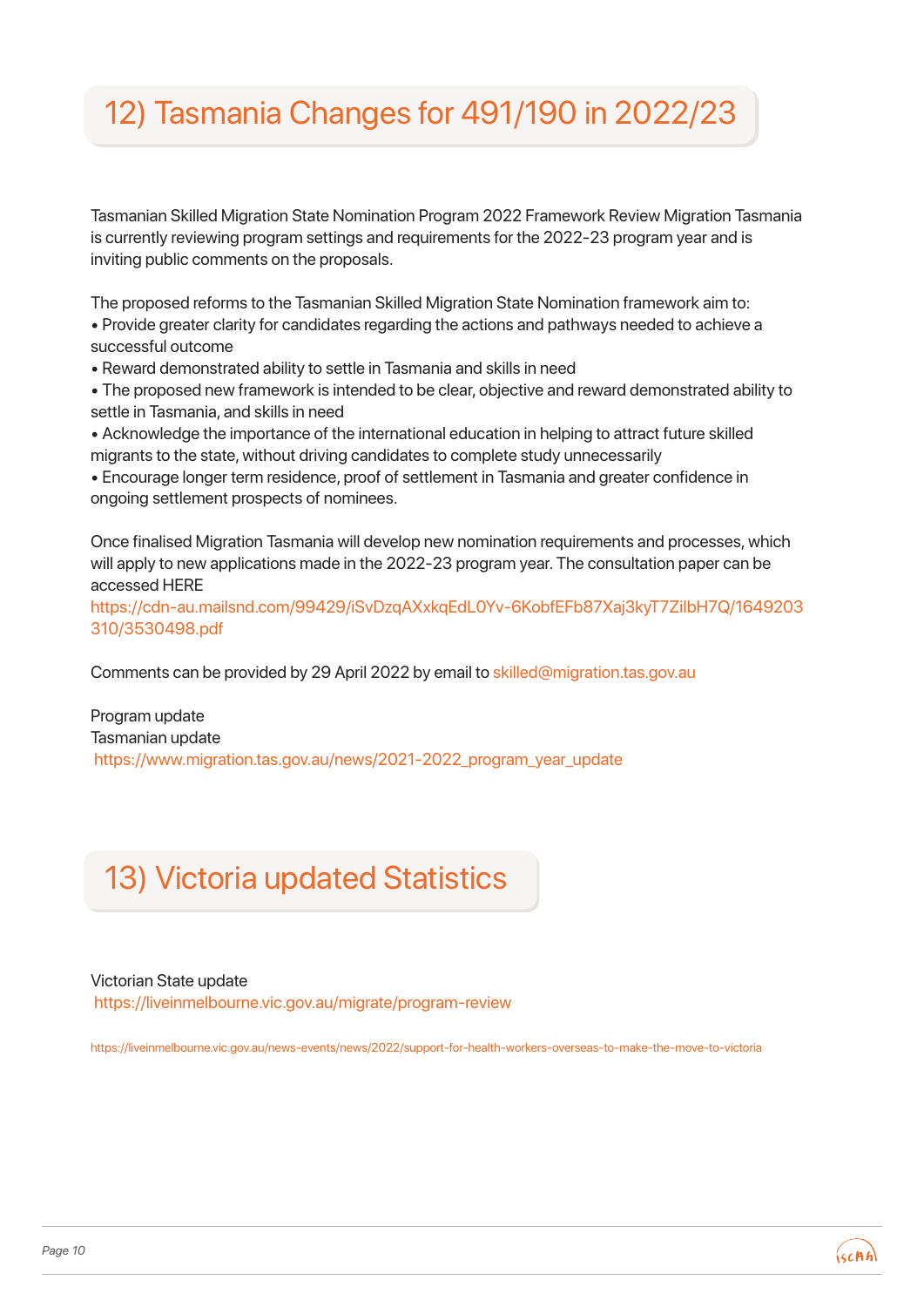## 12) Tasmania Changes for 491/190 in 2022/23

Tasmanian Skilled Migration State Nomination Program 2022 Framework Review Migration Tasmania is currently reviewing program settings and requirements for the 2022-23 program year and is inviting public comments on the proposals.

The proposed reforms to the Tasmanian Skilled Migration State Nomination framework aim to:

- Provide greater clarity for candidates regarding the actions and pathways needed to achieve a successful outcome
- Reward demonstrated ability to settle in Tasmania and skills in need
- The proposed new framework is intended to be clear, objective and reward demonstrated ability to settle in Tasmania, and skills in need
- Acknowledge the importance of the international education in helping to attract future skilled migrants to the state, without driving candidates to complete study unnecessarily
- Encourage longer term residence, proof of settlement in Tasmania and greater confidence in ongoing settlement prospects of nominees.

Once finalised Migration Tasmania will develop new nomination requirements and processes, which will apply to new applications made in the 2022-23 program year. The consultation paper can be accessed HERE
https://cdn-au.mailsnd.com/99429/iSvDzqAXxkqEdL0Yv-6KobfEFb87Xaj3kyT7ZiIbH7Q/1649203310/3530498.pdf

Comments can be provided by 29 April 2022 by email to skilled@migration.tas.gov.au

Program update
Tasmanian update
https://www.migration.tas.gov.au/news/2021-2022_program_year_update

## 13) Victoria updated Statistics

Victorian State update
https://liveinmelbourne.vic.gov.au/migrate/program-review

https://liveinmelbourne.vic.gov.au/news-events/news/2022/support-for-health-workers-overseas-to-make-the-move-to-victoria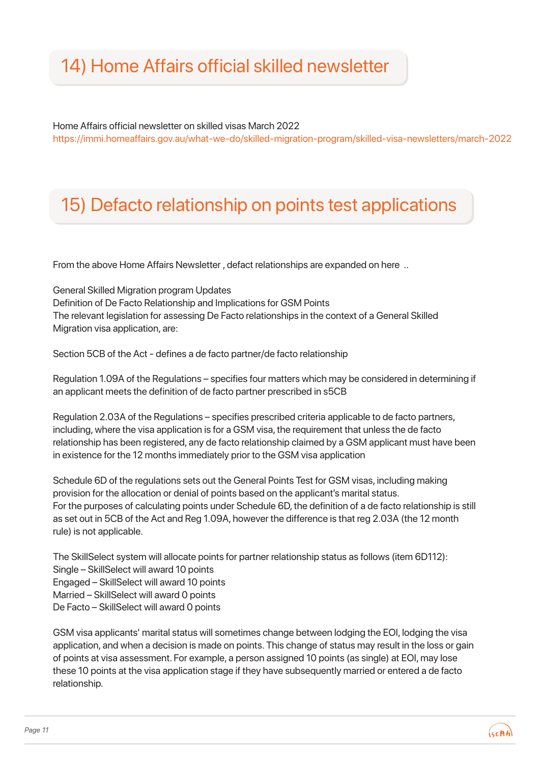## 14) Home Affairs official skilled newsletter

Home Affairs official newsletter on skilled visas March 2022
https://immi.homeaffairs.gov.au/what-we-do/skilled-migration-program/skilled-visa-newsletters/march-2022

## 15) Defacto relationship on points test applications

From the above Home Affairs Newsletter , defact relationships are expanded on here ..

General Skilled Migration program Updates
Definition of De Facto Relationship and Implications for GSM Points
The relevant legislation for assessing De Facto relationships in the context of a General Skilled Migration visa application, are:

Section 5CB of the Act - defines a de facto partner/de facto relationship

Regulation 1.09A of the Regulations – specifies four matters which may be considered in determining if an applicant meets the definition of de facto partner prescribed in s5CB

Regulation 2.03A of the Regulations – specifies prescribed criteria applicable to de facto partners, including, where the visa application is for a GSM visa, the requirement that unless the de facto relationship has been registered, any de facto relationship claimed by a GSM applicant must have been in existence for the 12 months immediately prior to the GSM visa application

Schedule 6D of the regulations sets out the General Points Test for GSM visas, including making provision for the allocation or denial of points based on the applicant's marital status.
For the purposes of calculating points under Schedule 6D, the definition of a de facto relationship is still as set out in 5CB of the Act and Reg 1.09A, however the difference is that reg 2.03A (the 12 month rule) is not applicable.

The SkillSelect system will allocate points for partner relationship status as follows (item 6D112):
Single – SkillSelect will award 10 points
Engaged – SkillSelect will award 10 points
Married – SkillSelect will award 0 points
De Facto – SkillSelect will award 0 points

GSM visa applicants' marital status will sometimes change between lodging the EOI, lodging the visa application, and when a decision is made on points. This change of status may result in the loss or gain of points at visa assessment. For example, a person assigned 10 points (as single) at EOI, may lose these 10 points at the visa application stage if they have subsequently married or entered a de facto relationship.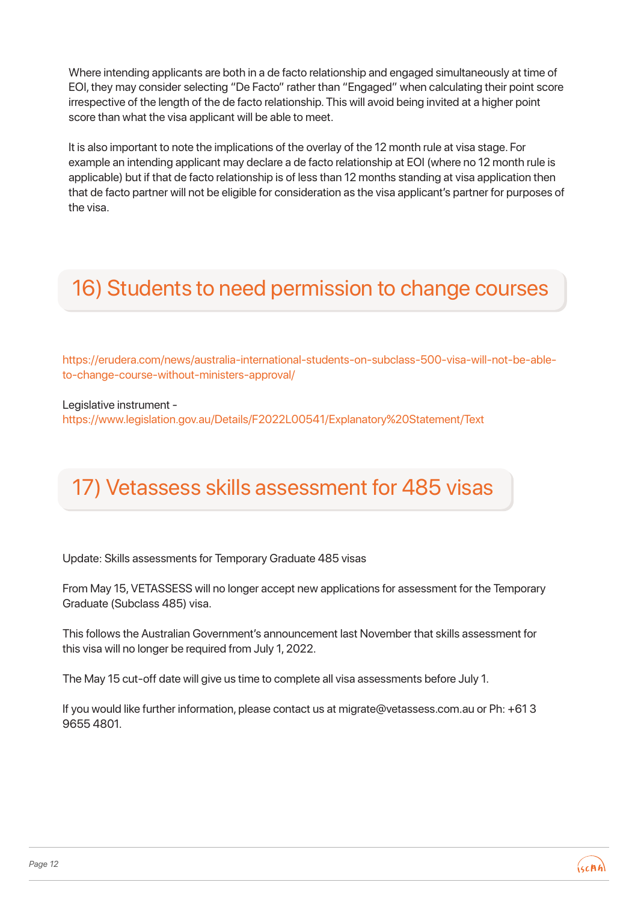Where intending applicants are both in a de facto relationship and engaged simultaneously at time of EOI, they may consider selecting "De Facto" rather than "Engaged" when calculating their point score irrespective of the length of the de facto relationship. This will avoid being invited at a higher point score than what the visa applicant will be able to meet.

It is also important to note the implications of the overlay of the 12 month rule at visa stage. For example an intending applicant may declare a de facto relationship at EOI (where no 12 month rule is applicable) but if that de facto relationship is of less than 12 months standing at visa application then that de facto partner will not be eligible for consideration as the visa applicant's partner for purposes of the visa.

## 16) Students to need permission to change courses

https://erudera.com/news/australia-international-students-on-subclass-500-visa-will-not-be-able-to-change-course-without-ministers-approval/

Legislative instrument -
https://www.legislation.gov.au/Details/F2022L00541/Explanatory%20Statement/Text

## 17) Vetassess skills assessment for 485 visas

Update: Skills assessments for Temporary Graduate 485 visas

From May 15, VETASSESS will no longer accept new applications for assessment for the Temporary Graduate (Subclass 485) visa.

This follows the Australian Government's announcement last November that skills assessment for this visa will no longer be required from July 1, 2022.

The May 15 cut-off date will give us time to complete all visa assessments before July 1.

If you would like further information, please contact us at migrate@vetassess.com.au or Ph: +61 3 9655 4801.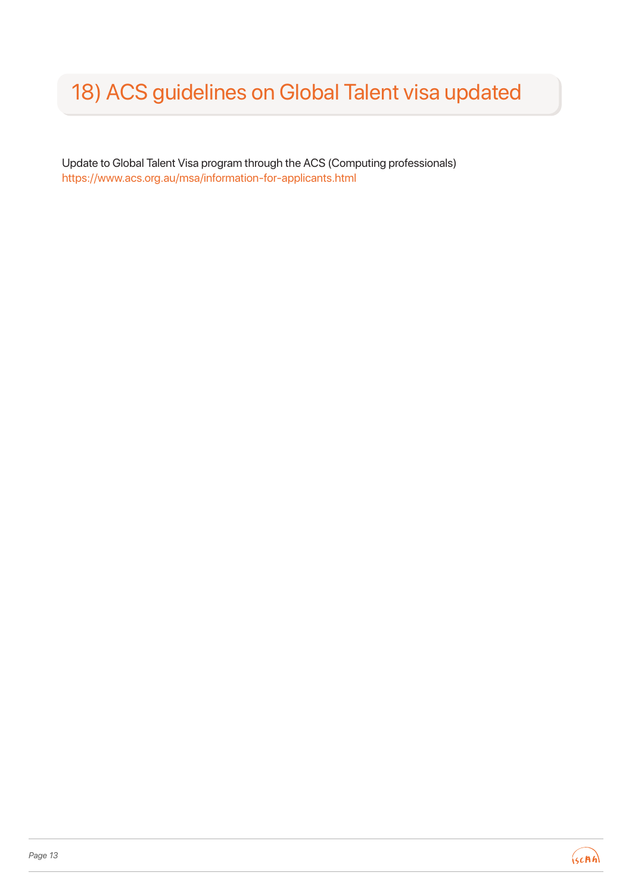## 18) ACS guidelines on Global Talent visa updated

Update to Global Talent Visa program through the ACS (Computing professionals)
https://www.acs.org.au/msa/information-for-applicants.html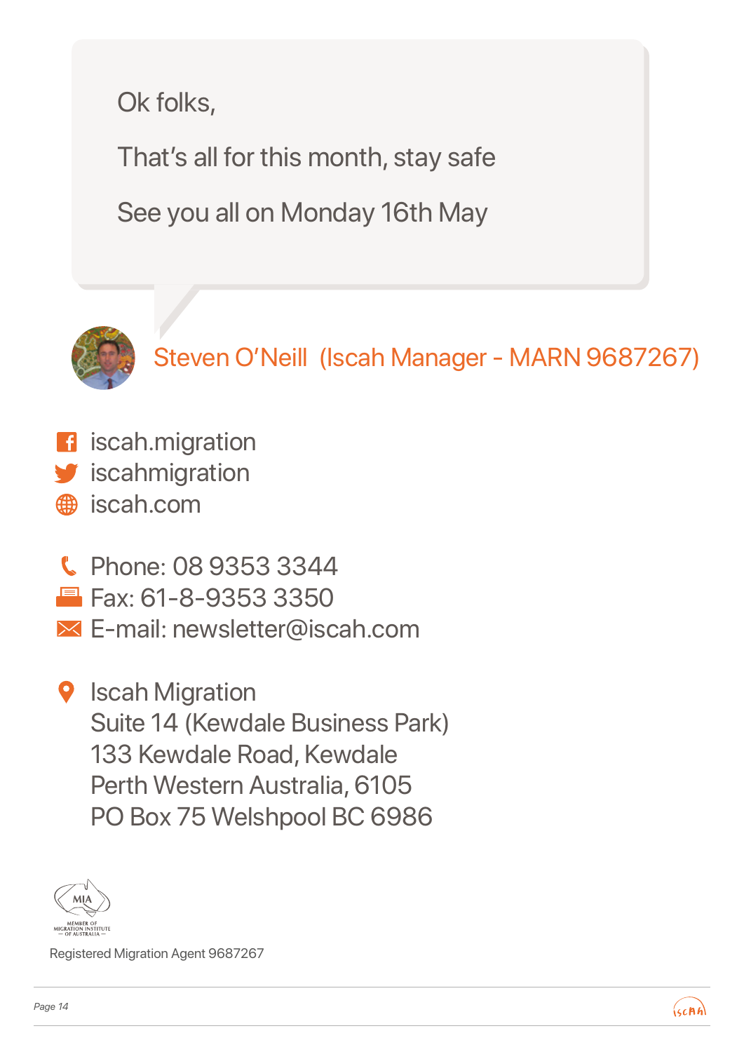Ok folks,

That’s all for this month, stay safe

See you all on Monday 16th May

Steven O’Neill (Iscah Manager - MARN 9687267)

iscah.migration
iscahmigration
iscah.com

Phone: 08 9353 3344
Fax: 61-8-9353 3350
E-mail: newsletter@iscah.com

Iscah Migration
Suite 14 (Kewdale Business Park)
133 Kewdale Road, Kewdale
Perth Western Australia, 6105
PO Box 75 Welshpool BC 6986

MIA
MEMBER OF MIGRATION INSTITUTE OF AUSTRALIA

Registered Migration Agent 9687267